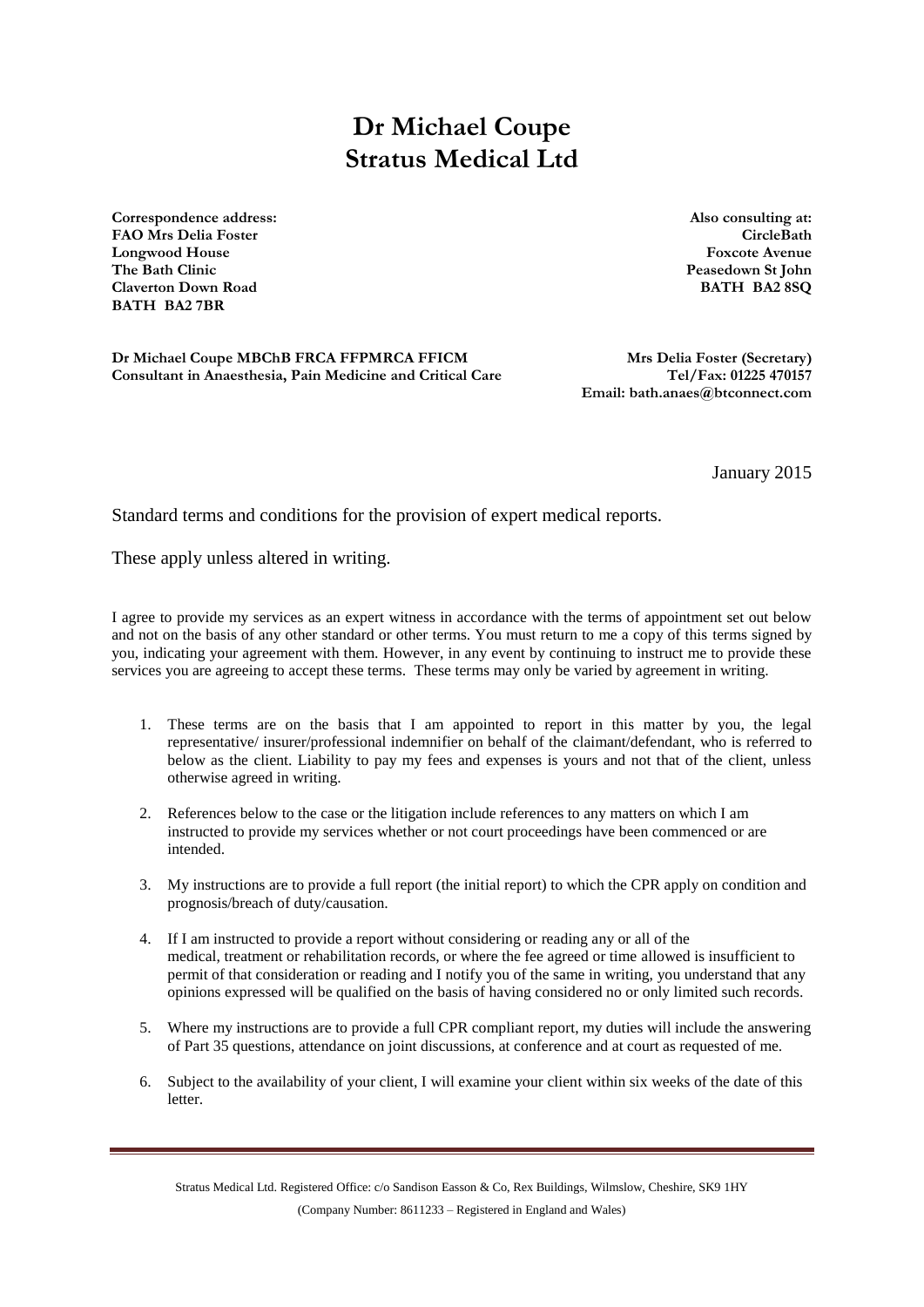# Dr Michael Coupe
# Stratus Medical Ltd

**Correspondence address:**
**FAO Mrs Delia Foster**
**Longwood House**
**The Bath Clinic**
**Claverton Down Road**
**BATH BA2 7BR**

**Also consulting at:**
**CircleBath**
**Foxcote Avenue**
**Peasedown St John**
**BATH BA2 8SQ**

**Dr Michael Coupe MBChB FRCA FFPMRCA FFICM**
**Consultant in Anaesthesia, Pain Medicine and Critical Care**

**Mrs Delia Foster (Secretary)**
**Tel/Fax: 01225 470157**
**Email: bath.anaes@btconnect.com**

January 2015

Standard terms and conditions for the provision of expert medical reports.

These apply unless altered in writing.

I agree to provide my services as an expert witness in accordance with the terms of appointment set out below and not on the basis of any other standard or other terms. You must return to me a copy of this terms signed by you, indicating your agreement with them. However, in any event by continuing to instruct me to provide these services you are agreeing to accept these terms. These terms may only be varied by agreement in writing.

1. These terms are on the basis that I am appointed to report in this matter by you, the legal representative/ insurer/professional indemnifier on behalf of the claimant/defendant, who is referred to below as the client. Liability to pay my fees and expenses is yours and not that of the client, unless otherwise agreed in writing.

2. References below to the case or the litigation include references to any matters on which I am instructed to provide my services whether or not court proceedings have been commenced or are intended.

3. My instructions are to provide a full report (the initial report) to which the CPR apply on condition and prognosis/breach of duty/causation.

4. If I am instructed to provide a report without considering or reading any or all of the medical, treatment or rehabilitation records, or where the fee agreed or time allowed is insufficient to permit of that consideration or reading and I notify you of the same in writing, you understand that any opinions expressed will be qualified on the basis of having considered no or only limited such records.

5. Where my instructions are to provide a full CPR compliant report, my duties will include the answering of Part 35 questions, attendance on joint discussions, at conference and at court as requested of me.

6. Subject to the availability of your client, I will examine your client within six weeks of the date of this letter.

Stratus Medical Ltd. Registered Office: c/o Sandison Easson & Co, Rex Buildings, Wilmslow, Cheshire, SK9 1HY
(Company Number: 8611233 – Registered in England and Wales)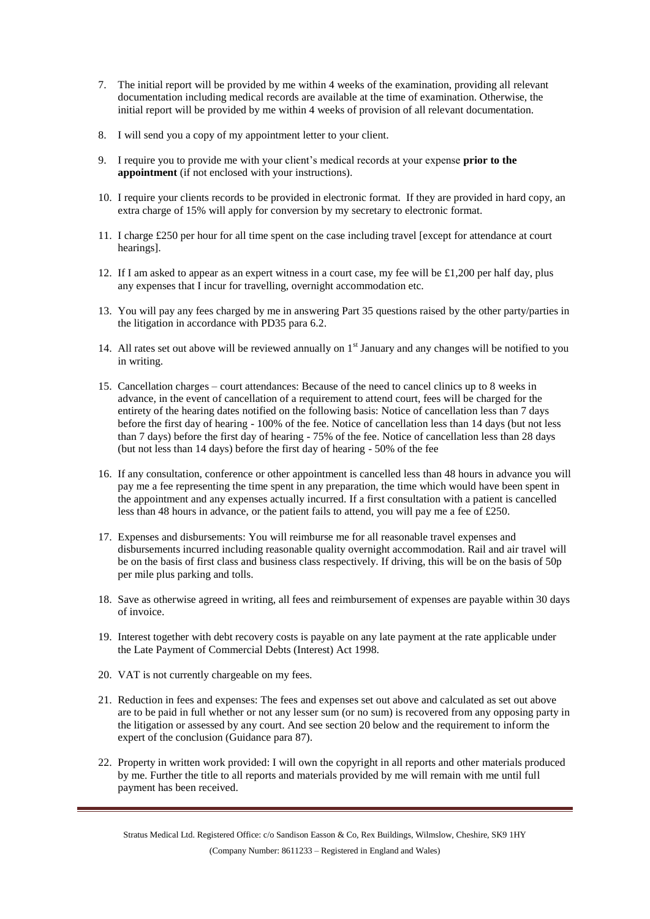7. The initial report will be provided by me within 4 weeks of the examination, providing all relevant documentation including medical records are available at the time of examination. Otherwise, the initial report will be provided by me within 4 weeks of provision of all relevant documentation.

8. I will send you a copy of my appointment letter to your client.

9. I require you to provide me with your client's medical records at your expense **prior to the appointment** (if not enclosed with your instructions).

10. I require your clients records to be provided in electronic format. If they are provided in hard copy, an extra charge of 15% will apply for conversion by my secretary to electronic format.

11. I charge £250 per hour for all time spent on the case including travel [except for attendance at court hearings].

12. If I am asked to appear as an expert witness in a court case, my fee will be £1,200 per half day, plus any expenses that I incur for travelling, overnight accommodation etc.

13. You will pay any fees charged by me in answering Part 35 questions raised by the other party/parties in the litigation in accordance with PD35 para 6.2.

14. All rates set out above will be reviewed annually on 1st January and any changes will be notified to you in writing.

15. Cancellation charges – court attendances: Because of the need to cancel clinics up to 8 weeks in advance, in the event of cancellation of a requirement to attend court, fees will be charged for the entirety of the hearing dates notified on the following basis: Notice of cancellation less than 7 days before the first day of hearing - 100% of the fee. Notice of cancellation less than 14 days (but not less than 7 days) before the first day of hearing - 75% of the fee. Notice of cancellation less than 28 days (but not less than 14 days) before the first day of hearing - 50% of the fee

16. If any consultation, conference or other appointment is cancelled less than 48 hours in advance you will pay me a fee representing the time spent in any preparation, the time which would have been spent in the appointment and any expenses actually incurred. If a first consultation with a patient is cancelled less than 48 hours in advance, or the patient fails to attend, you will pay me a fee of £250.

17. Expenses and disbursements: You will reimburse me for all reasonable travel expenses and disbursements incurred including reasonable quality overnight accommodation. Rail and air travel will be on the basis of first class and business class respectively. If driving, this will be on the basis of 50p per mile plus parking and tolls.

18. Save as otherwise agreed in writing, all fees and reimbursement of expenses are payable within 30 days of invoice.

19. Interest together with debt recovery costs is payable on any late payment at the rate applicable under the Late Payment of Commercial Debts (Interest) Act 1998.

20. VAT is not currently chargeable on my fees.

21. Reduction in fees and expenses: The fees and expenses set out above and calculated as set out above are to be paid in full whether or not any lesser sum (or no sum) is recovered from any opposing party in the litigation or assessed by any court. And see section 20 below and the requirement to inform the expert of the conclusion (Guidance para 87).

22. Property in written work provided: I will own the copyright in all reports and other materials produced by me. Further the title to all reports and materials provided by me will remain with me until full payment has been received.

Stratus Medical Ltd. Registered Office: c/o Sandison Easson & Co, Rex Buildings, Wilmslow, Cheshire, SK9 1HY
(Company Number: 8611233 – Registered in England and Wales)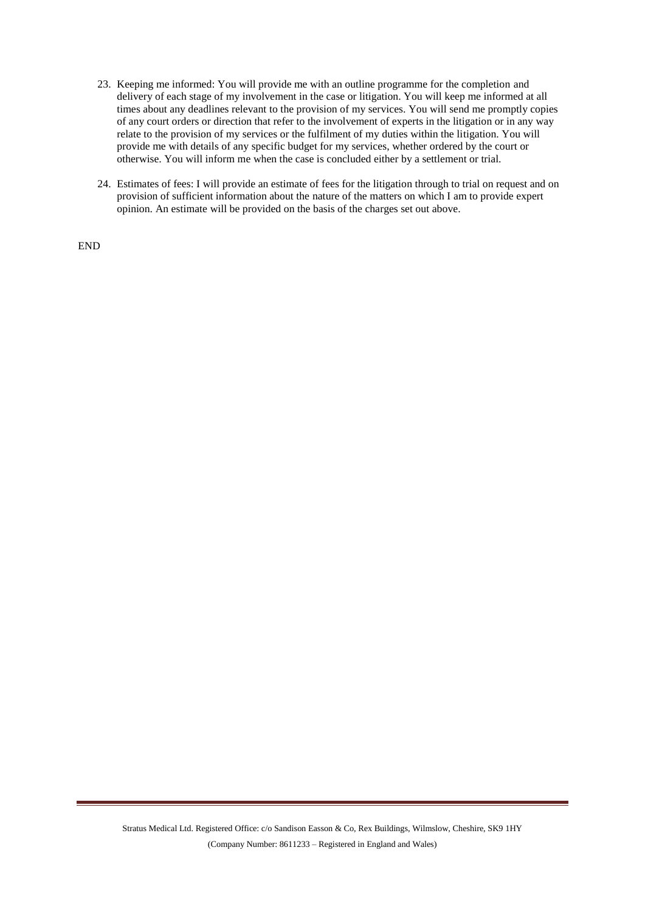23. Keeping me informed: You will provide me with an outline programme for the completion and delivery of each stage of my involvement in the case or litigation. You will keep me informed at all times about any deadlines relevant to the provision of my services. You will send me promptly copies of any court orders or direction that refer to the involvement of experts in the litigation or in any way relate to the provision of my services or the fulfilment of my duties within the litigation. You will provide me with details of any specific budget for my services, whether ordered by the court or otherwise. You will inform me when the case is concluded either by a settlement or trial.

24. Estimates of fees: I will provide an estimate of fees for the litigation through to trial on request and on provision of sufficient information about the nature of the matters on which I am to provide expert opinion. An estimate will be provided on the basis of the charges set out above.

END